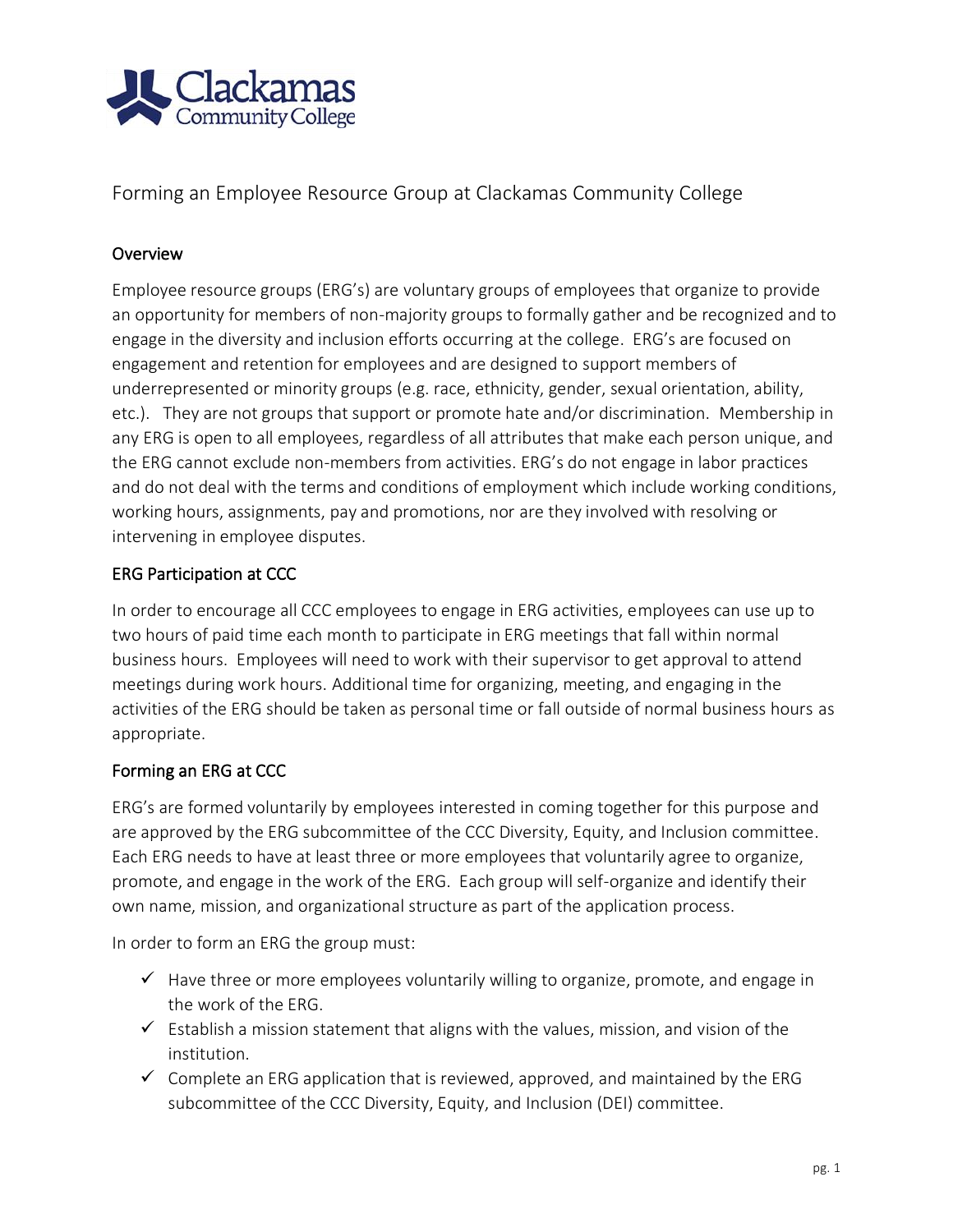# Forming an Employee Resource Group at Clackamas Community College

## Overview

Employee resource groups (ERG's) are voluntary groups of employees that organize to provide an opportunity for members of non-majority groups to formally gather and be recognized and to engage in the diversity and inclusion efforts occurring at the college. ERG's are focused on engagement and retention for employees and are designed to support members of underrepresented or minority groups (e.g. race, ethnicity, gender, sexual orientation, ability, etc.). They are not groups that support or promote hate and/or discrimination. Membership in any ERG is open to all employees, regardless of all attributes that make each person unique, and the ERG cannot exclude non-members from activities. ERG's do not engage in labor practices and do not deal with the terms and conditions of employment which include working conditions, working hours, assignments, pay and promotions, nor are they involved with resolving or intervening in employee disputes.

## ERG Participation at CCC

In order to encourage all CCC employees to engage in ERG activities, employees can use up to two hours of paid time each month to participate in ERG meetings that fall within normal business hours. Employees will need to work with their supervisor to get approval to attend meetings during work hours. Additional time for organizing, meeting, and engaging in the activities of the ERG should be taken as personal time or fall outside of normal business hours as appropriate.

## Forming an ERG at CCC

ERG's are formed voluntarily by employees interested in coming together for this purpose and are approved by the ERG subcommittee of the CCC Diversity, Equity, and Inclusion committee. Each ERG needs to have at least three or more employees that voluntarily agree to organize, promote, and engage in the work of the ERG. Each group will self-organize and identify their own name, mission, and organizational structure as part of the application process.

In order to form an ERG the group must:

- ✓ Have three or more employees voluntarily willing to organize, promote, and engage in the work of the ERG.
- ✓ Establish a mission statement that aligns with the values, mission, and vision of the institution.
- ✓ Complete an ERG application that is reviewed, approved, and maintained by the ERG subcommittee of the CCC Diversity, Equity, and Inclusion (DEI) committee.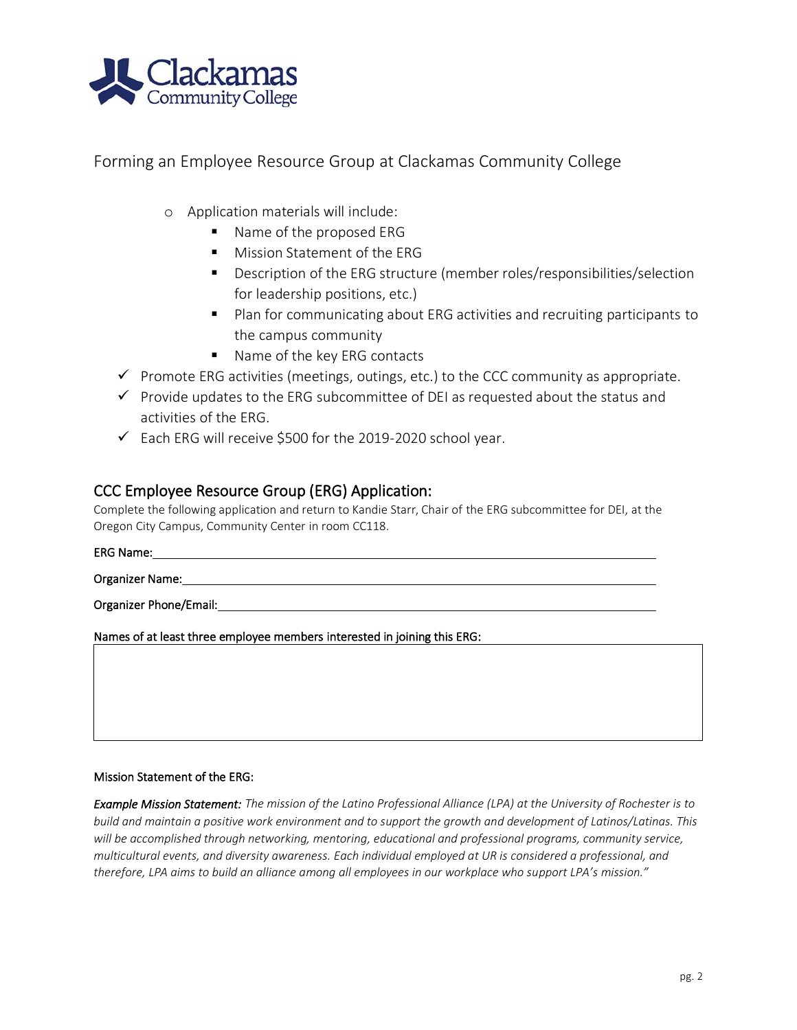Forming an Employee Resource Group at Clackamas Community College

- Application materials will include:
  - Name of the proposed ERG
  - Mission Statement of the ERG
  - Description of the ERG structure (member roles/responsibilities/selection for leadership positions, etc.)
  - Plan for communicating about ERG activities and recruiting participants to the campus community
  - Name of the key ERG contacts

- ✓ Promote ERG activities (meetings, outings, etc.) to the CCC community as appropriate.
- ✓ Provide updates to the ERG subcommittee of DEI as requested about the status and activities of the ERG.
- ✓ Each ERG will receive $500 for the 2019-2020 school year.

## CCC Employee Resource Group (ERG) Application:

Complete the following application and return to Kandie Starr, Chair of the ERG subcommittee for DEI, at the Oregon City Campus, Community Center in room CC118.

ERG Name: ____________________________________________

Organizer Name: ____________________________________________

Organizer Phone/Email: ____________________________________________

Names of at least three employee members interested in joining this ERG:

| |
|---|
| |

Mission Statement of the ERG:

***Example Mission Statement:*** *The mission of the Latino Professional Alliance (LPA) at the University of Rochester is to build and maintain a positive work environment and to support the growth and development of Latinos/Latinas. This will be accomplished through networking, mentoring, educational and professional programs, community service, multicultural events, and diversity awareness. Each individual employed at UR is considered a professional, and therefore, LPA aims to build an alliance among all employees in our workplace who support LPA's mission."*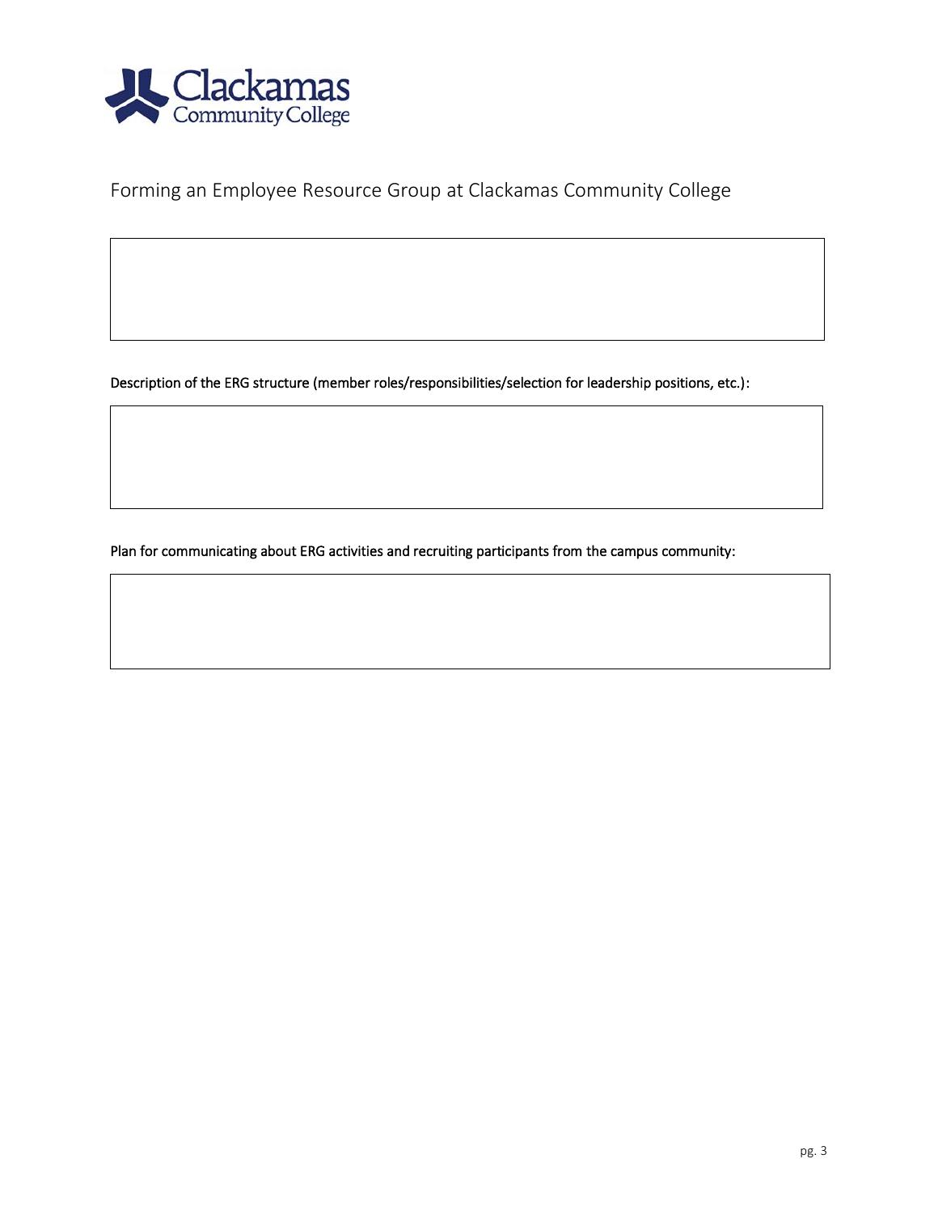Clackamas Community College

Forming an Employee Resource Group at Clackamas Community College

**Description of the ERG structure (member roles/responsibilities/selection for leadership positions, etc.):**

**Plan for communicating about ERG activities and recruiting participants from the campus community:**